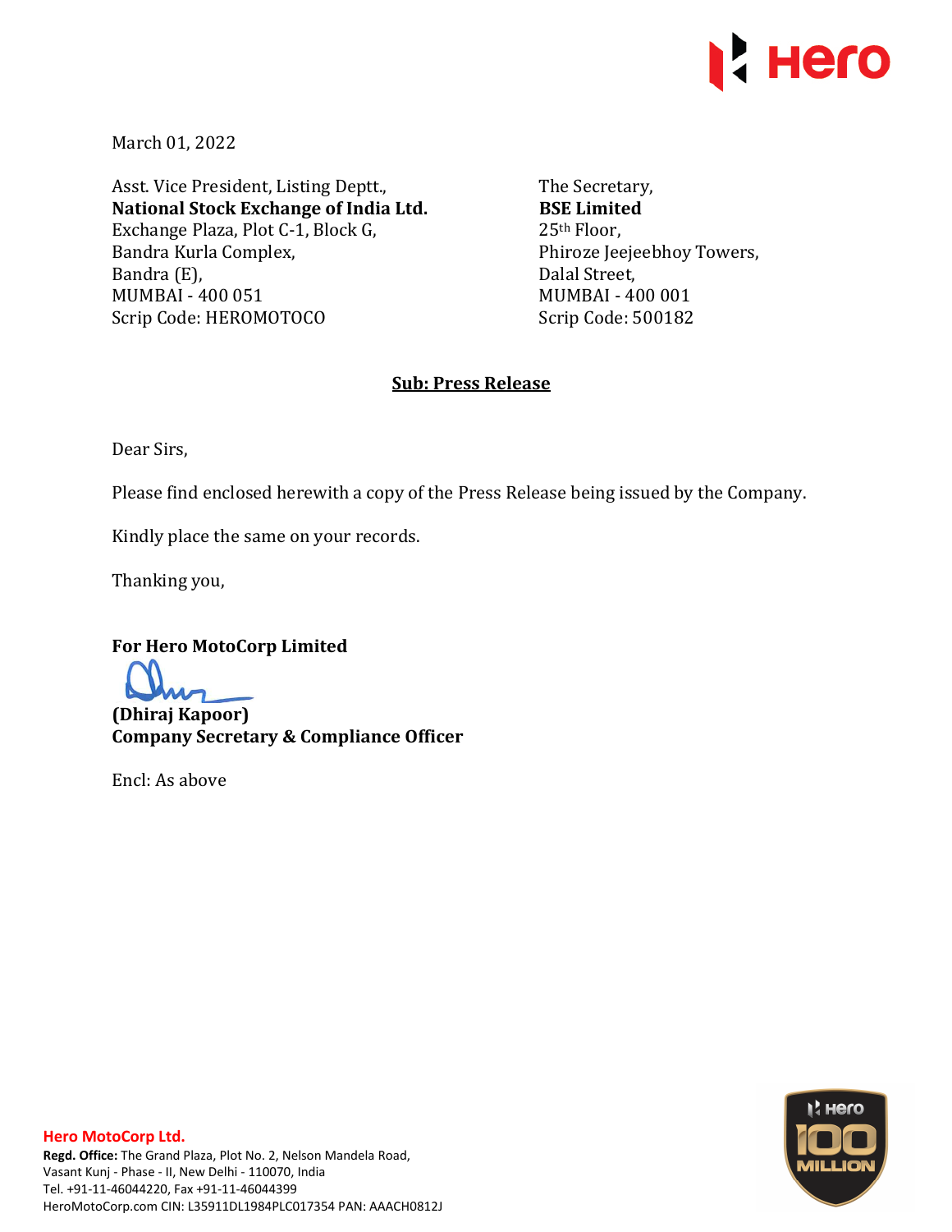March 01, 2022

Asst. Vice President, Listing Deptt.,
**National Stock Exchange of India Ltd.**
Exchange Plaza, Plot C-1, Block G,
Bandra Kurla Complex,
Bandra (E),
MUMBAI - 400 051
Scrip Code: HEROMOTOCO

The Secretary,
**BSE Limited**
25th Floor,
Phiroze Jeejeebhoy Towers,
Dalal Street,
MUMBAI - 400 001
Scrip Code: 500182

**Sub: Press Release**

Dear Sirs,

Please find enclosed herewith a copy of the Press Release being issued by the Company.

Kindly place the same on your records.

Thanking you,

**For Hero MotoCorp Limited**

**(Dhiraj Kapoor)**
**Company Secretary & Compliance Officer**

Encl: As above

**Hero MotoCorp Ltd.**
**Regd. Office:** The Grand Plaza, Plot No. 2, Nelson Mandela Road, Vasant Kunj - Phase - II, New Delhi - 110070, India
Tel. +91-11-46044220, Fax +91-11-46044399
HeroMotoCorp.com CIN: L35911DL1984PLC017354 PAN: AAACH0812J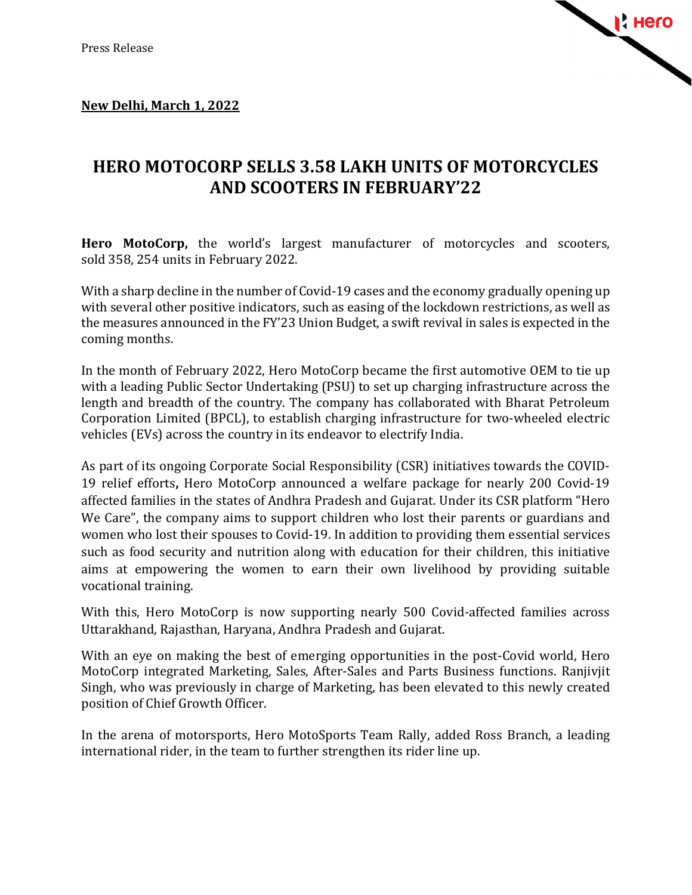Press Release

**New Delhi, March 1, 2022**

# HERO MOTOCORP SELLS 3.58 LAKH UNITS OF MOTORCYCLES AND SCOOTERS IN FEBRUARY'22

**Hero MotoCorp,** the world's largest manufacturer of motorcycles and scooters, sold 358, 254 units in February 2022.

With a sharp decline in the number of Covid-19 cases and the economy gradually opening up with several other positive indicators, such as easing of the lockdown restrictions, as well as the measures announced in the FY'23 Union Budget, a swift revival in sales is expected in the coming months.

In the month of February 2022, Hero MotoCorp became the first automotive OEM to tie up with a leading Public Sector Undertaking (PSU) to set up charging infrastructure across the length and breadth of the country. The company has collaborated with Bharat Petroleum Corporation Limited (BPCL), to establish charging infrastructure for two-wheeled electric vehicles (EVs) across the country in its endeavor to electrify India.

As part of its ongoing Corporate Social Responsibility (CSR) initiatives towards the COVID-19 relief efforts**,** Hero MotoCorp announced a welfare package for nearly 200 Covid-19 affected families in the states of Andhra Pradesh and Gujarat. Under its CSR platform "Hero We Care", the company aims to support children who lost their parents or guardians and women who lost their spouses to Covid-19. In addition to providing them essential services such as food security and nutrition along with education for their children, this initiative aims at empowering the women to earn their own livelihood by providing suitable vocational training.

With this, Hero MotoCorp is now supporting nearly 500 Covid-affected families across Uttarakhand, Rajasthan, Haryana, Andhra Pradesh and Gujarat.

With an eye on making the best of emerging opportunities in the post-Covid world, Hero MotoCorp integrated Marketing, Sales, After-Sales and Parts Business functions. Ranjivjit Singh, who was previously in charge of Marketing, has been elevated to this newly created position of Chief Growth Officer.

In the arena of motorsports, Hero MotoSports Team Rally, added Ross Branch, a leading international rider, in the team to further strengthen its rider line up.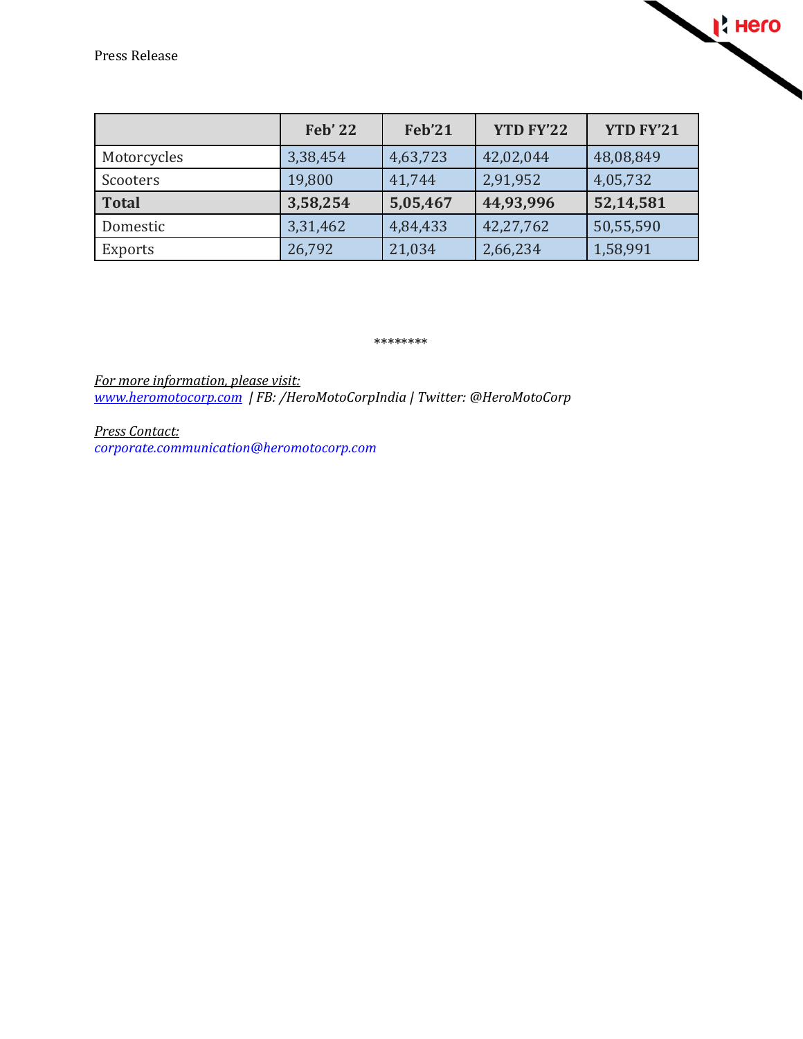Press Release

| | Feb' 22 | Feb'21 | YTD FY'22 | YTD FY'21 |
|---|---|---|---|---|
| Motorcycles | 3,38,454 | 4,63,723 | 42,02,044 | 48,08,849 |
| Scooters | 19,800 | 41,744 | 2,91,952 | 4,05,732 |
| **Total** | **3,58,254** | **5,05,467** | **44,93,996** | **52,14,581** |
| Domestic | 3,31,462 | 4,84,433 | 42,27,762 | 50,55,590 |
| Exports | 26,792 | 21,034 | 2,66,234 | 1,58,991 |

********

*For more information, please visit:*
*www.heromotocorp.com | FB: /HeroMotoCorpIndia | Twitter: @HeroMotoCorp*

*Press Contact:*
*corporate.communication@heromotocorp.com*